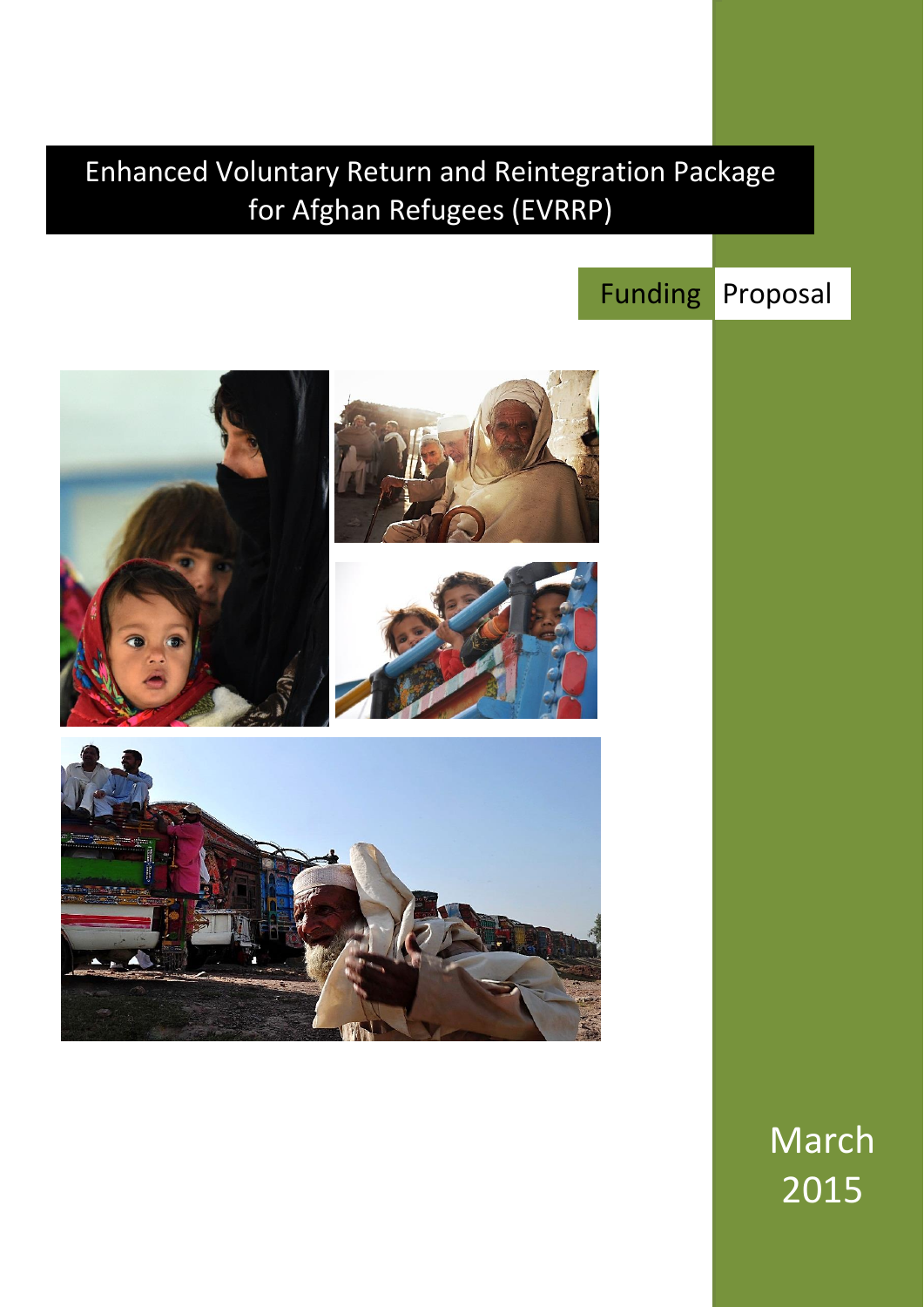# Enhanced Voluntary Return and Reintegration Package for Afghan Refugees (EVRRP)

Funding Proposal

March 2015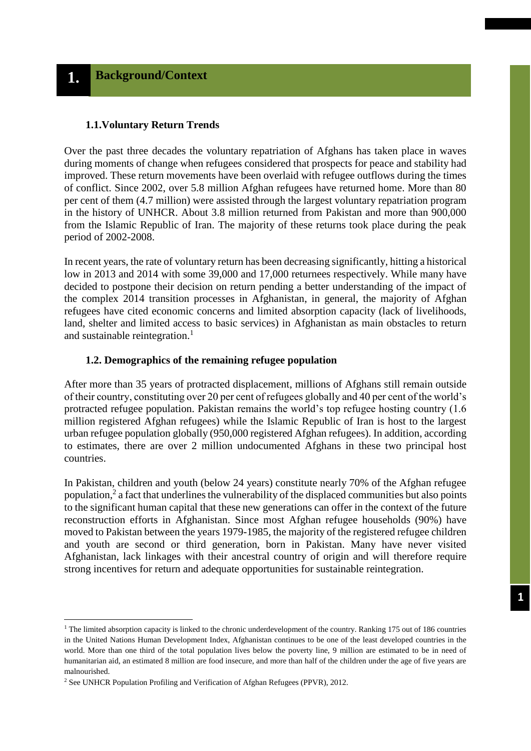# 1. Background/Context

## 1.1. Voluntary Return Trends

Over the past three decades the voluntary repatriation of Afghans has taken place in waves during moments of change when refugees considered that prospects for peace and stability had improved. These return movements have been overlaid with refugee outflows during the times of conflict. Since 2002, over 5.8 million Afghan refugees have returned home. More than 80 per cent of them (4.7 million) were assisted through the largest voluntary repatriation program in the history of UNHCR. About 3.8 million returned from Pakistan and more than 900,000 from the Islamic Republic of Iran. The majority of these returns took place during the peak period of 2002-2008.

In recent years, the rate of voluntary return has been decreasing significantly, hitting a historical low in 2013 and 2014 with some 39,000 and 17,000 returnees respectively. While many have decided to postpone their decision on return pending a better understanding of the impact of the complex 2014 transition processes in Afghanistan, in general, the majority of Afghan refugees have cited economic concerns and limited absorption capacity (lack of livelihoods, land, shelter and limited access to basic services) in Afghanistan as main obstacles to return and sustainable reintegration.[1]

## 1.2. Demographics of the remaining refugee population

After more than 35 years of protracted displacement, millions of Afghans still remain outside of their country, constituting over 20 per cent of refugees globally and 40 per cent of the world's protracted refugee population. Pakistan remains the world's top refugee hosting country (1.6 million registered Afghan refugees) while the Islamic Republic of Iran is host to the largest urban refugee population globally (950,000 registered Afghan refugees). In addition, according to estimates, there are over 2 million undocumented Afghans in these two principal host countries.

In Pakistan, children and youth (below 24 years) constitute nearly 70% of the Afghan refugee population,[2] a fact that underlines the vulnerability of the displaced communities but also points to the significant human capital that these new generations can offer in the context of the future reconstruction efforts in Afghanistan. Since most Afghan refugee households (90%) have moved to Pakistan between the years 1979-1985, the majority of the registered refugee children and youth are second or third generation, born in Pakistan. Many have never visited Afghanistan, lack linkages with their ancestral country of origin and will therefore require strong incentives for return and adequate opportunities for sustainable reintegration.

---

[1] The limited absorption capacity is linked to the chronic underdevelopment of the country. Ranking 175 out of 186 countries in the United Nations Human Development Index, Afghanistan continues to be one of the least developed countries in the world. More than one third of the total population lives below the poverty line, 9 million are estimated to be in need of humanitarian aid, an estimated 8 million are food insecure, and more than half of the children under the age of five years are malnourished.

[2] See UNHCR Population Profiling and Verification of Afghan Refugees (PPVR), 2012.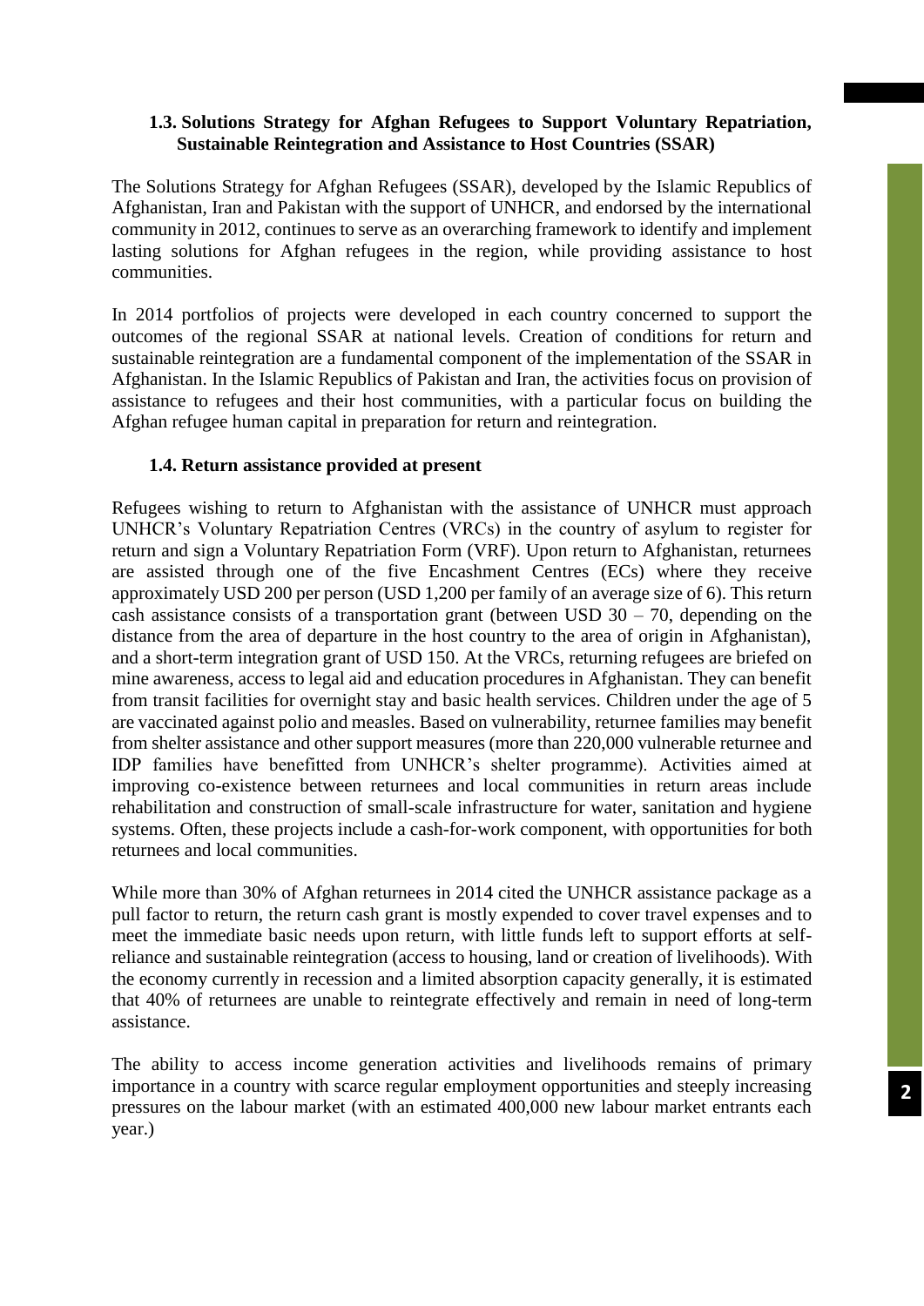### 1.3. Solutions Strategy for Afghan Refugees to Support Voluntary Repatriation, Sustainable Reintegration and Assistance to Host Countries (SSAR)

The Solutions Strategy for Afghan Refugees (SSAR), developed by the Islamic Republics of Afghanistan, Iran and Pakistan with the support of UNHCR, and endorsed by the international community in 2012, continues to serve as an overarching framework to identify and implement lasting solutions for Afghan refugees in the region, while providing assistance to host communities.

In 2014 portfolios of projects were developed in each country concerned to support the outcomes of the regional SSAR at national levels. Creation of conditions for return and sustainable reintegration are a fundamental component of the implementation of the SSAR in Afghanistan. In the Islamic Republics of Pakistan and Iran, the activities focus on provision of assistance to refugees and their host communities, with a particular focus on building the Afghan refugee human capital in preparation for return and reintegration.

### 1.4. Return assistance provided at present

Refugees wishing to return to Afghanistan with the assistance of UNHCR must approach UNHCR's Voluntary Repatriation Centres (VRCs) in the country of asylum to register for return and sign a Voluntary Repatriation Form (VRF). Upon return to Afghanistan, returnees are assisted through one of the five Encashment Centres (ECs) where they receive approximately USD 200 per person (USD 1,200 per family of an average size of 6). This return cash assistance consists of a transportation grant (between USD 30 – 70, depending on the distance from the area of departure in the host country to the area of origin in Afghanistan), and a short-term integration grant of USD 150. At the VRCs, returning refugees are briefed on mine awareness, access to legal aid and education procedures in Afghanistan. They can benefit from transit facilities for overnight stay and basic health services. Children under the age of 5 are vaccinated against polio and measles. Based on vulnerability, returnee families may benefit from shelter assistance and other support measures (more than 220,000 vulnerable returnee and IDP families have benefitted from UNHCR's shelter programme). Activities aimed at improving co-existence between returnees and local communities in return areas include rehabilitation and construction of small-scale infrastructure for water, sanitation and hygiene systems. Often, these projects include a cash-for-work component, with opportunities for both returnees and local communities.

While more than 30% of Afghan returnees in 2014 cited the UNHCR assistance package as a pull factor to return, the return cash grant is mostly expended to cover travel expenses and to meet the immediate basic needs upon return, with little funds left to support efforts at self-reliance and sustainable reintegration (access to housing, land or creation of livelihoods). With the economy currently in recession and a limited absorption capacity generally, it is estimated that 40% of returnees are unable to reintegrate effectively and remain in need of long-term assistance.

The ability to access income generation activities and livelihoods remains of primary importance in a country with scarce regular employment opportunities and steeply increasing pressures on the labour market (with an estimated 400,000 new labour market entrants each year.)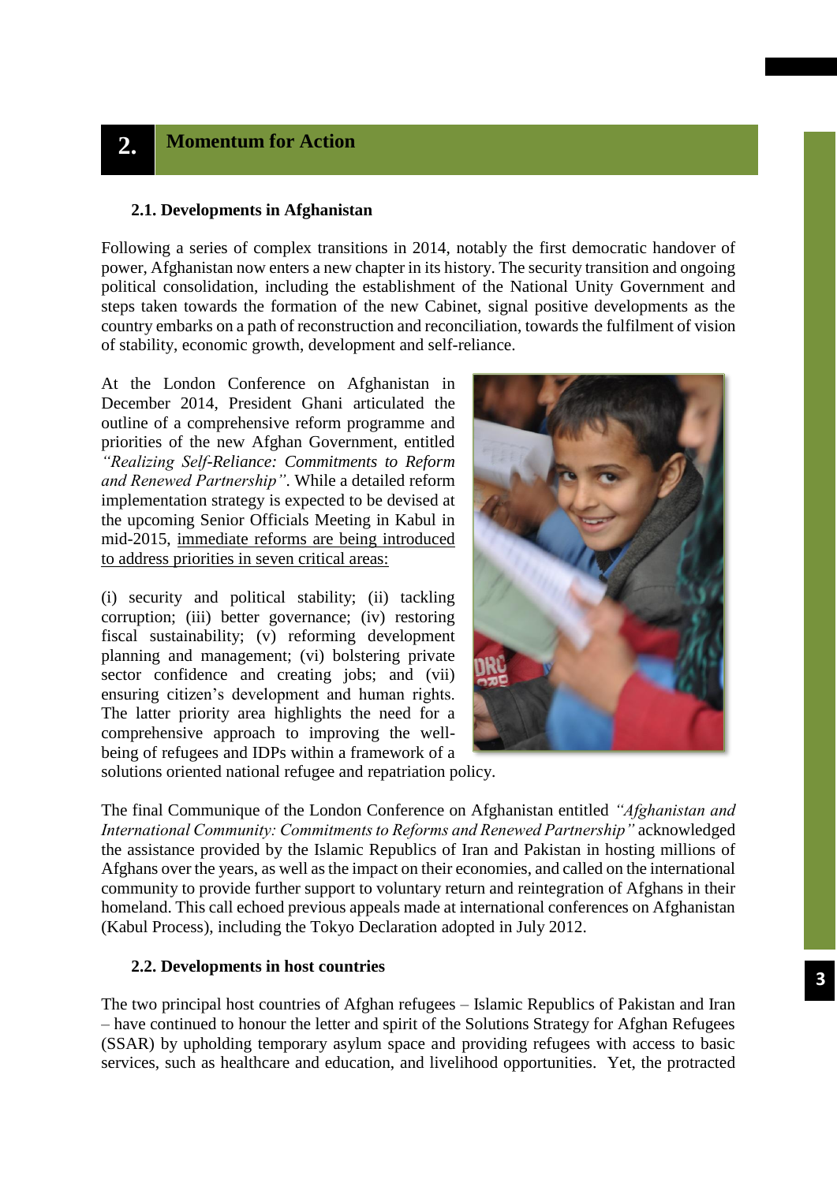## 2. Momentum for Action

### 2.1. Developments in Afghanistan

Following a series of complex transitions in 2014, notably the first democratic handover of power, Afghanistan now enters a new chapter in its history. The security transition and ongoing political consolidation, including the establishment of the National Unity Government and steps taken towards the formation of the new Cabinet, signal positive developments as the country embarks on a path of reconstruction and reconciliation, towards the fulfilment of vision of stability, economic growth, development and self-reliance.

At the London Conference on Afghanistan in December 2014, President Ghani articulated the outline of a comprehensive reform programme and priorities of the new Afghan Government, entitled *"Realizing Self-Reliance: Commitments to Reform and Renewed Partnership"*. While a detailed reform implementation strategy is expected to be devised at the upcoming Senior Officials Meeting in Kabul in mid-2015, immediate reforms are being introduced to address priorities in seven critical areas:

(i) security and political stability; (ii) tackling corruption; (iii) better governance; (iv) restoring fiscal sustainability; (v) reforming development planning and management; (vi) bolstering private sector confidence and creating jobs; and (vii) ensuring citizen's development and human rights. The latter priority area highlights the need for a comprehensive approach to improving the well-being of refugees and IDPs within a framework of a solutions oriented national refugee and repatriation policy.

The final Communique of the London Conference on Afghanistan entitled *"Afghanistan and International Community: Commitments to Reforms and Renewed Partnership"* acknowledged the assistance provided by the Islamic Republics of Iran and Pakistan in hosting millions of Afghans over the years, as well as the impact on their economies, and called on the international community to provide further support to voluntary return and reintegration of Afghans in their homeland. This call echoed previous appeals made at international conferences on Afghanistan (Kabul Process), including the Tokyo Declaration adopted in July 2012.

### 2.2. Developments in host countries

The two principal host countries of Afghan refugees – Islamic Republics of Pakistan and Iran – have continued to honour the letter and spirit of the Solutions Strategy for Afghan Refugees (SSAR) by upholding temporary asylum space and providing refugees with access to basic services, such as healthcare and education, and livelihood opportunities. Yet, the protracted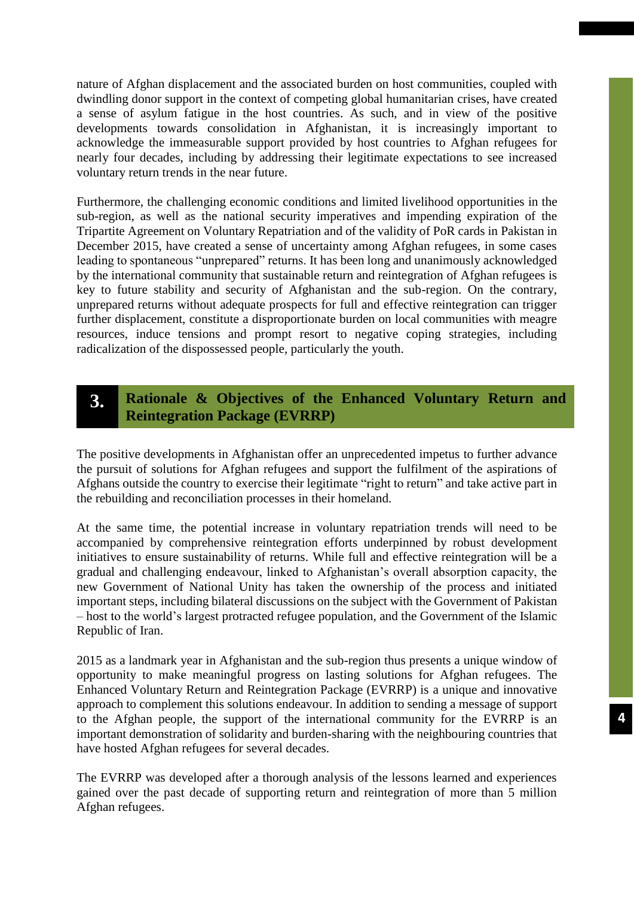nature of Afghan displacement and the associated burden on host communities, coupled with dwindling donor support in the context of competing global humanitarian crises, have created a sense of asylum fatigue in the host countries. As such, and in view of the positive developments towards consolidation in Afghanistan, it is increasingly important to acknowledge the immeasurable support provided by host countries to Afghan refugees for nearly four decades, including by addressing their legitimate expectations to see increased voluntary return trends in the near future.

Furthermore, the challenging economic conditions and limited livelihood opportunities in the sub-region, as well as the national security imperatives and impending expiration of the Tripartite Agreement on Voluntary Repatriation and of the validity of PoR cards in Pakistan in December 2015, have created a sense of uncertainty among Afghan refugees, in some cases leading to spontaneous "unprepared" returns. It has been long and unanimously acknowledged by the international community that sustainable return and reintegration of Afghan refugees is key to future stability and security of Afghanistan and the sub-region. On the contrary, unprepared returns without adequate prospects for full and effective reintegration can trigger further displacement, constitute a disproportionate burden on local communities with meagre resources, induce tensions and prompt resort to negative coping strategies, including radicalization of the dispossessed people, particularly the youth.

## 3. Rationale & Objectives of the Enhanced Voluntary Return and Reintegration Package (EVRRP)

The positive developments in Afghanistan offer an unprecedented impetus to further advance the pursuit of solutions for Afghan refugees and support the fulfilment of the aspirations of Afghans outside the country to exercise their legitimate "right to return" and take active part in the rebuilding and reconciliation processes in their homeland.

At the same time, the potential increase in voluntary repatriation trends will need to be accompanied by comprehensive reintegration efforts underpinned by robust development initiatives to ensure sustainability of returns. While full and effective reintegration will be a gradual and challenging endeavour, linked to Afghanistan's overall absorption capacity, the new Government of National Unity has taken the ownership of the process and initiated important steps, including bilateral discussions on the subject with the Government of Pakistan – host to the world's largest protracted refugee population, and the Government of the Islamic Republic of Iran.

2015 as a landmark year in Afghanistan and the sub-region thus presents a unique window of opportunity to make meaningful progress on lasting solutions for Afghan refugees. The Enhanced Voluntary Return and Reintegration Package (EVRRP) is a unique and innovative approach to complement this solutions endeavour. In addition to sending a message of support to the Afghan people, the support of the international community for the EVRRP is an important demonstration of solidarity and burden-sharing with the neighbouring countries that have hosted Afghan refugees for several decades.

The EVRRP was developed after a thorough analysis of the lessons learned and experiences gained over the past decade of supporting return and reintegration of more than 5 million Afghan refugees.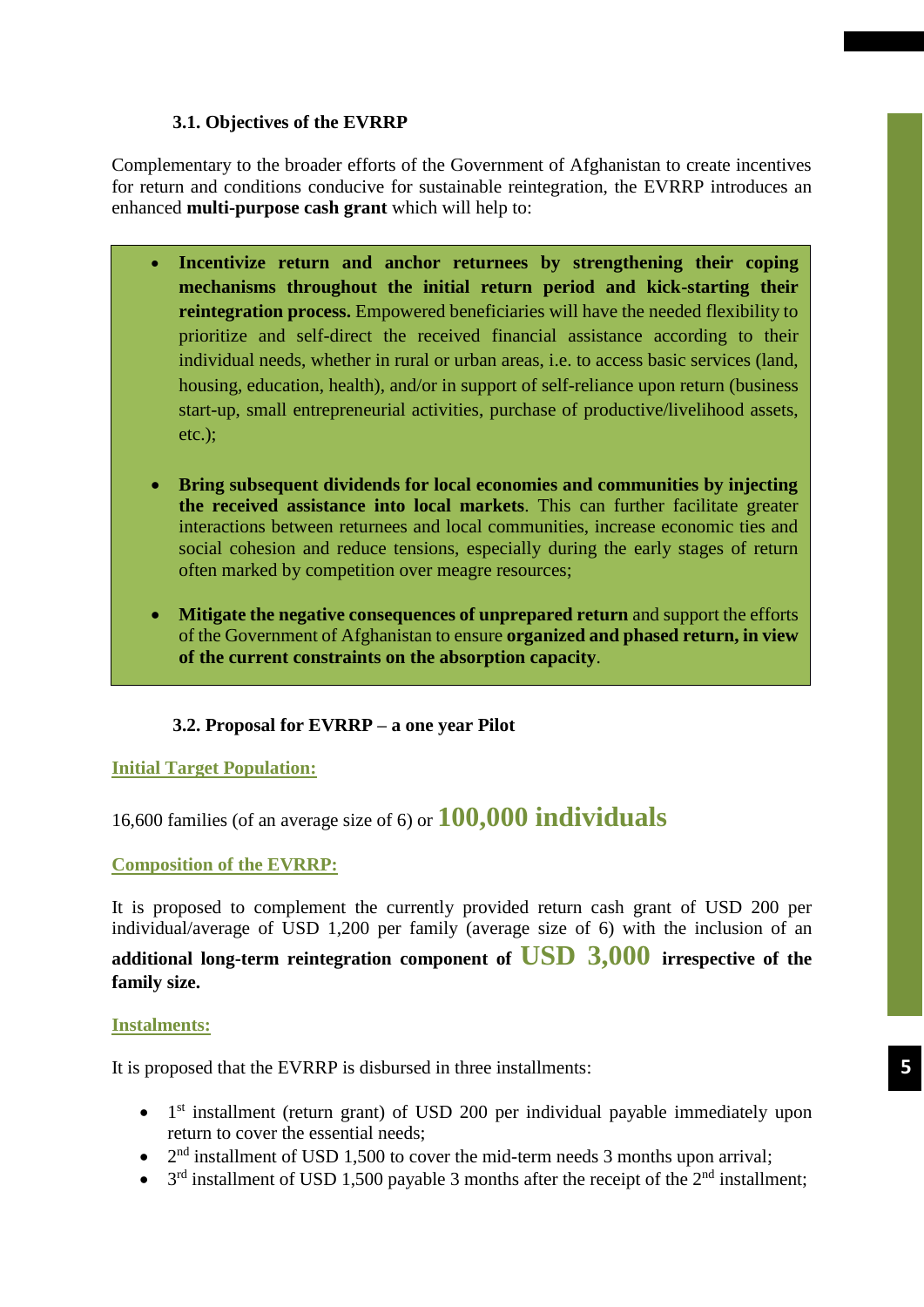### 3.1. Objectives of the EVRRP

Complementary to the broader efforts of the Government of Afghanistan to create incentives for return and conditions conducive for sustainable reintegration, the EVRRP introduces an enhanced **multi-purpose cash grant** which will help to:

- **Incentivize return and anchor returnees by strengthening their coping mechanisms throughout the initial return period and kick-starting their reintegration process.** Empowered beneficiaries will have the needed flexibility to prioritize and self-direct the received financial assistance according to their individual needs, whether in rural or urban areas, i.e. to access basic services (land, housing, education, health), and/or in support of self-reliance upon return (business start-up, small entrepreneurial activities, purchase of productive/livelihood assets, etc.);

- **Bring subsequent dividends for local economies and communities by injecting the received assistance into local markets**. This can further facilitate greater interactions between returnees and local communities, increase economic ties and social cohesion and reduce tensions, especially during the early stages of return often marked by competition over meagre resources;

- **Mitigate the negative consequences of unprepared return** and support the efforts of the Government of Afghanistan to ensure **organized and phased return, in view of the current constraints on the absorption capacity**.

### 3.2. Proposal for EVRRP – a one year Pilot

**Initial Target Population:**

16,600 families (of an average size of 6) or **100,000 individuals**

**Composition of the EVRRP:**

It is proposed to complement the currently provided return cash grant of USD 200 per individual/average of USD 1,200 per family (average size of 6) with the inclusion of an **additional long-term reintegration component of USD 3,000 irrespective of the family size.**

**Instalments:**

It is proposed that the EVRRP is disbursed in three installments:

- 1st installment (return grant) of USD 200 per individual payable immediately upon return to cover the essential needs;
- 2nd installment of USD 1,500 to cover the mid-term needs 3 months upon arrival;
- 3rd installment of USD 1,500 payable 3 months after the receipt of the 2nd installment;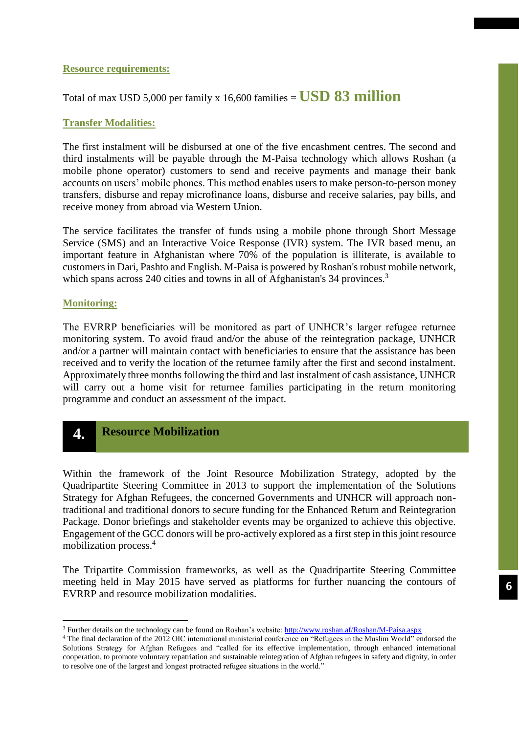**Resource requirements:**

Total of max USD 5,000 per family x 16,600 families = **USD 83 million**

**Transfer Modalities:**

The first instalment will be disbursed at one of the five encashment centres. The second and third instalments will be payable through the M-Paisa technology which allows Roshan (a mobile phone operator) customers to send and receive payments and manage their bank accounts on users' mobile phones. This method enables users to make person-to-person money transfers, disburse and repay microfinance loans, disburse and receive salaries, pay bills, and receive money from abroad via Western Union.

The service facilitates the transfer of funds using a mobile phone through Short Message Service (SMS) and an Interactive Voice Response (IVR) system. The IVR based menu, an important feature in Afghanistan where 70% of the population is illiterate, is available to customers in Dari, Pashto and English. M-Paisa is powered by Roshan's robust mobile network, which spans across 240 cities and towns in all of Afghanistan's 34 provinces.[3]

**Monitoring:**

The EVRRP beneficiaries will be monitored as part of UNHCR's larger refugee returnee monitoring system. To avoid fraud and/or the abuse of the reintegration package, UNHCR and/or a partner will maintain contact with beneficiaries to ensure that the assistance has been received and to verify the location of the returnee family after the first and second instalment. Approximately three months following the third and last instalment of cash assistance, UNHCR will carry out a home visit for returnee families participating in the return monitoring programme and conduct an assessment of the impact.

## 4. Resource Mobilization

Within the framework of the Joint Resource Mobilization Strategy, adopted by the Quadripartite Steering Committee in 2013 to support the implementation of the Solutions Strategy for Afghan Refugees, the concerned Governments and UNHCR will approach non-traditional and traditional donors to secure funding for the Enhanced Return and Reintegration Package. Donor briefings and stakeholder events may be organized to achieve this objective. Engagement of the GCC donors will be pro-actively explored as a first step in this joint resource mobilization process.[4]

The Tripartite Commission frameworks, as well as the Quadripartite Steering Committee meeting held in May 2015 have served as platforms for further nuancing the contours of EVRRP and resource mobilization modalities.

---

[3] Further details on the technology can be found on Roshan's website: http://www.roshan.af/Roshan/M-Paisa.aspx

[4] The final declaration of the 2012 OIC international ministerial conference on "Refugees in the Muslim World" endorsed the Solutions Strategy for Afghan Refugees and "called for its effective implementation, through enhanced international cooperation, to promote voluntary repatriation and sustainable reintegration of Afghan refugees in safety and dignity, in order to resolve one of the largest and longest protracted refugee situations in the world."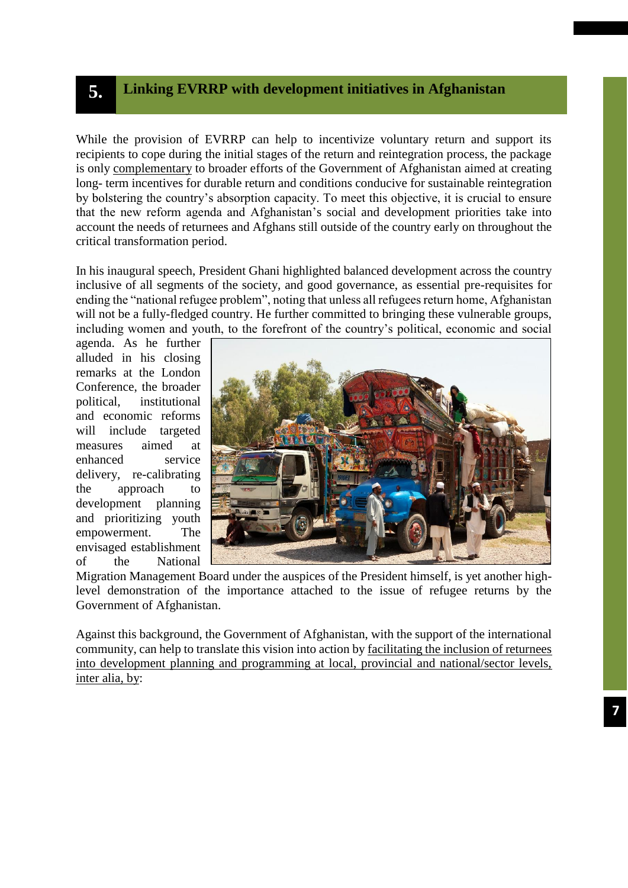## 5. Linking EVRRP with development initiatives in Afghanistan

While the provision of EVRRP can help to incentivize voluntary return and support its recipients to cope during the initial stages of the return and reintegration process, the package is only complementary to broader efforts of the Government of Afghanistan aimed at creating long- term incentives for durable return and conditions conducive for sustainable reintegration by bolstering the country's absorption capacity. To meet this objective, it is crucial to ensure that the new reform agenda and Afghanistan's social and development priorities take into account the needs of returnees and Afghans still outside of the country early on throughout the critical transformation period.

In his inaugural speech, President Ghani highlighted balanced development across the country inclusive of all segments of the society, and good governance, as essential pre-requisites for ending the "national refugee problem", noting that unless all refugees return home, Afghanistan will not be a fully-fledged country. He further committed to bringing these vulnerable groups, including women and youth, to the forefront of the country's political, economic and social agenda. As he further alluded in his closing remarks at the London Conference, the broader political, institutional and economic reforms will include targeted measures aimed at enhanced service delivery, re-calibrating the approach to development planning and prioritizing youth empowerment. The envisaged establishment of the National Migration Management Board under the auspices of the President himself, is yet another high-level demonstration of the importance attached to the issue of refugee returns by the Government of Afghanistan.

Against this background, the Government of Afghanistan, with the support of the international community, can help to translate this vision into action by facilitating the inclusion of returnees into development planning and programming at local, provincial and national/sector levels, inter alia, by: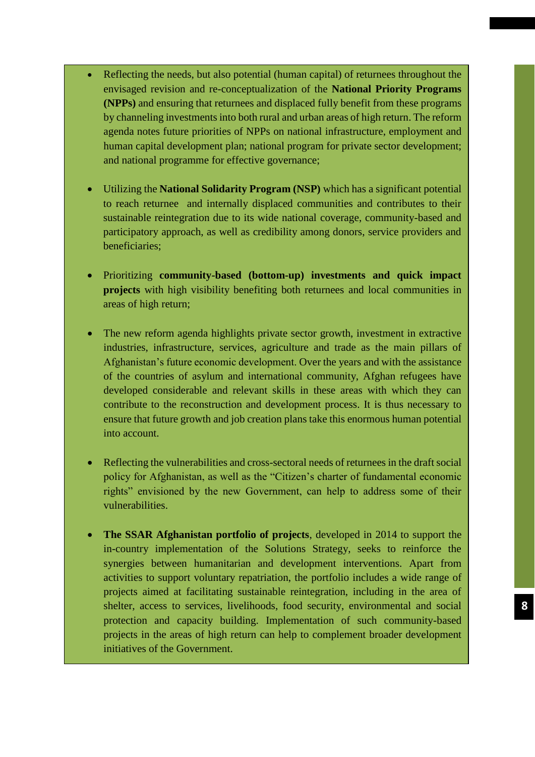- Reflecting the needs, but also potential (human capital) of returnees throughout the envisaged revision and re-conceptualization of the **National Priority Programs (NPPs)** and ensuring that returnees and displaced fully benefit from these programs by channeling investments into both rural and urban areas of high return. The reform agenda notes future priorities of NPPs on national infrastructure, employment and human capital development plan; national program for private sector development; and national programme for effective governance;

- Utilizing the **National Solidarity Program (NSP)** which has a significant potential to reach returnee and internally displaced communities and contributes to their sustainable reintegration due to its wide national coverage, community-based and participatory approach, as well as credibility among donors, service providers and beneficiaries;

- Prioritizing **community-based (bottom-up) investments and quick impact projects** with high visibility benefiting both returnees and local communities in areas of high return;

- The new reform agenda highlights private sector growth, investment in extractive industries, infrastructure, services, agriculture and trade as the main pillars of Afghanistan's future economic development. Over the years and with the assistance of the countries of asylum and international community, Afghan refugees have developed considerable and relevant skills in these areas with which they can contribute to the reconstruction and development process. It is thus necessary to ensure that future growth and job creation plans take this enormous human potential into account.

- Reflecting the vulnerabilities and cross-sectoral needs of returnees in the draft social policy for Afghanistan, as well as the "Citizen's charter of fundamental economic rights" envisioned by the new Government, can help to address some of their vulnerabilities.

- **The SSAR Afghanistan portfolio of projects**, developed in 2014 to support the in-country implementation of the Solutions Strategy, seeks to reinforce the synergies between humanitarian and development interventions. Apart from activities to support voluntary repatriation, the portfolio includes a wide range of projects aimed at facilitating sustainable reintegration, including in the area of shelter, access to services, livelihoods, food security, environmental and social protection and capacity building. Implementation of such community-based projects in the areas of high return can help to complement broader development initiatives of the Government.